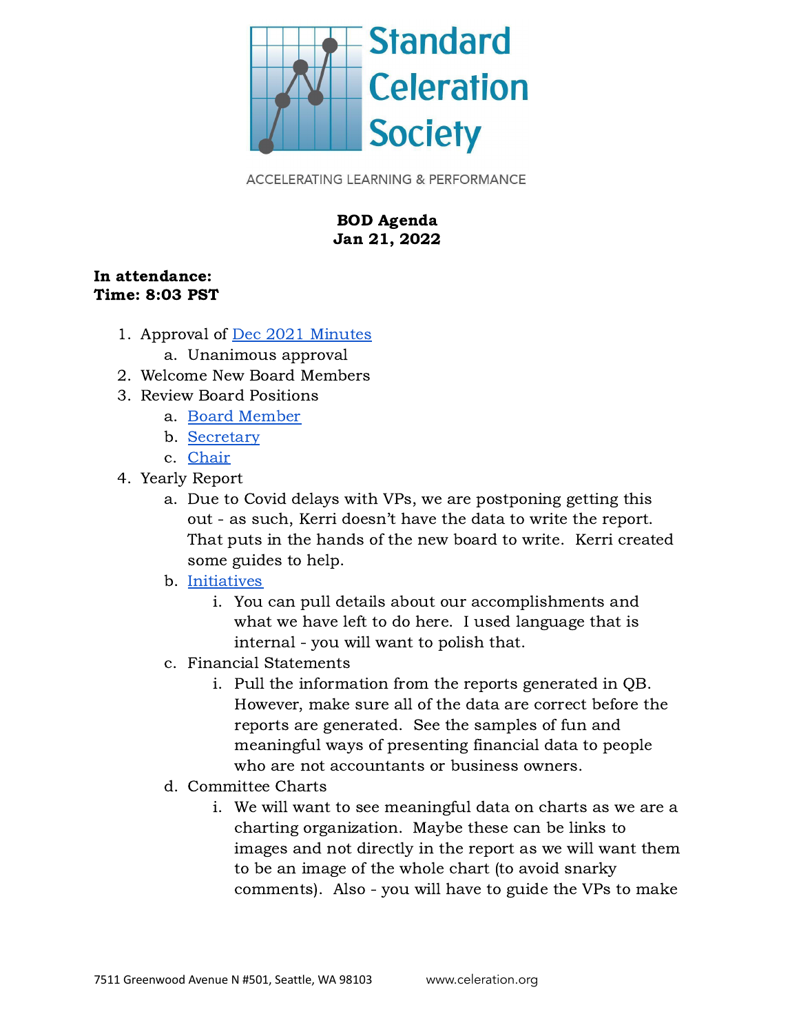Standard Celeration Society

ACCELERATING LEARNING & PERFORMANCE

**BOD Agenda**
**Jan 21, 2022**

**In attendance:**
**Time: 8:03 PST**

1. Approval of Dec 2021 Minutes
   a. Unanimous approval
2. Welcome New Board Members
3. Review Board Positions
   a. Board Member
   b. Secretary
   c. Chair
4. Yearly Report
   a. Due to Covid delays with VPs, we are postponing getting this out - as such, Kerri doesn't have the data to write the report. That puts in the hands of the new board to write. Kerri created some guides to help.
   b. Initiatives
      i. You can pull details about our accomplishments and what we have left to do here. I used language that is internal - you will want to polish that.
   c. Financial Statements
      i. Pull the information from the reports generated in QB. However, make sure all of the data are correct before the reports are generated. See the samples of fun and meaningful ways of presenting financial data to people who are not accountants or business owners.
   d. Committee Charts
      i. We will want to see meaningful data on charts as we are a charting organization. Maybe these can be links to images and not directly in the report as we will want them to be an image of the whole chart (to avoid snarky comments). Also - you will have to guide the VPs to make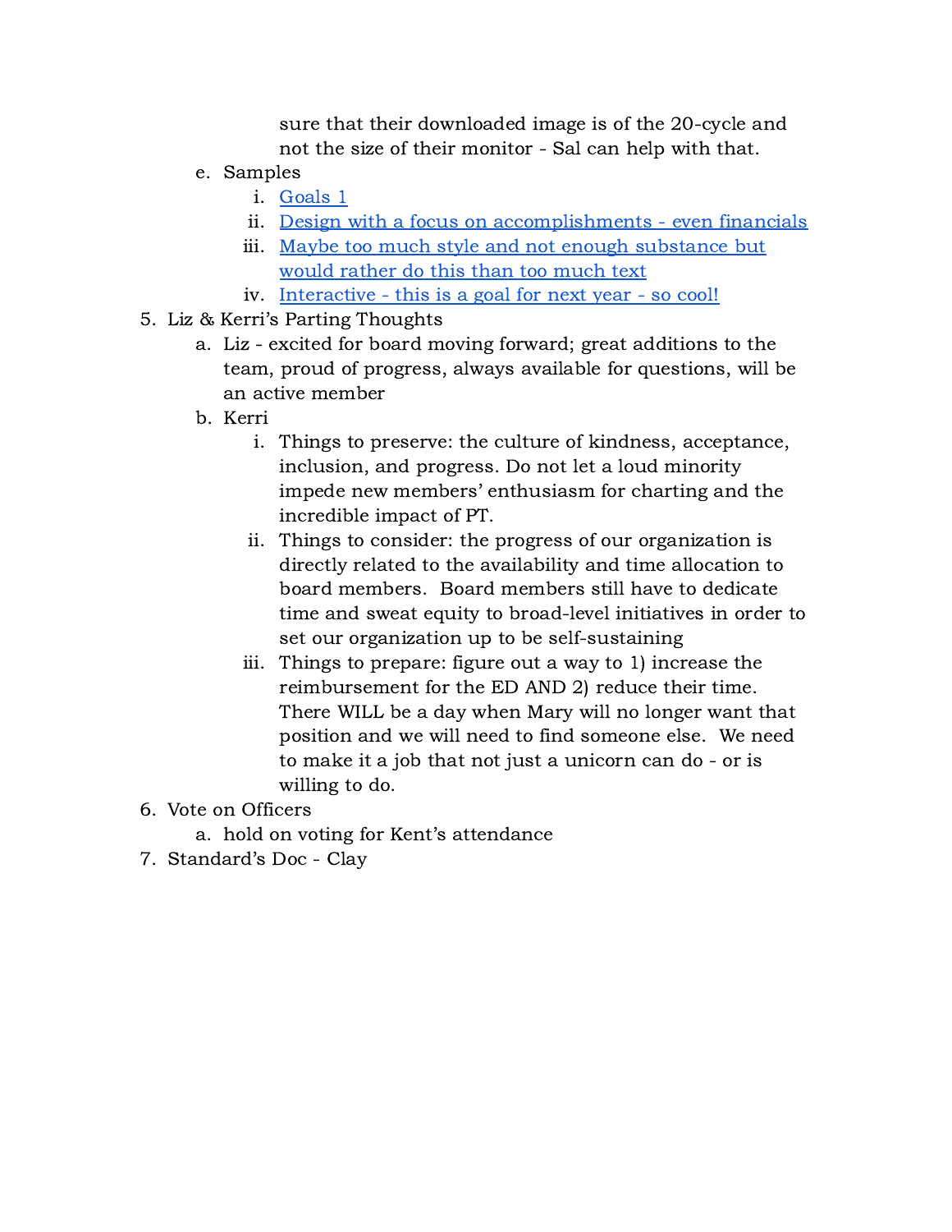sure that their downloaded image is of the 20-cycle and not the size of their monitor - Sal can help with that.

   e. Samples
      i. Goals 1
      ii. Design with a focus on accomplishments - even financials
      iii. Maybe too much style and not enough substance but would rather do this than too much text
      iv. Interactive - this is a goal for next year - so cool!

5. Liz & Kerri's Parting Thoughts
   a. Liz - excited for board moving forward; great additions to the team, proud of progress, always available for questions, will be an active member
   b. Kerri
      i. Things to preserve: the culture of kindness, acceptance, inclusion, and progress. Do not let a loud minority impede new members' enthusiasm for charting and the incredible impact of PT.
      ii. Things to consider: the progress of our organization is directly related to the availability and time allocation to board members. Board members still have to dedicate time and sweat equity to broad-level initiatives in order to set our organization up to be self-sustaining
      iii. Things to prepare: figure out a way to 1) increase the reimbursement for the ED AND 2) reduce their time. There WILL be a day when Mary will no longer want that position and we will need to find someone else. We need to make it a job that not just a unicorn can do - or is willing to do.

6. Vote on Officers
   a. hold on voting for Kent's attendance

7. Standard's Doc - Clay